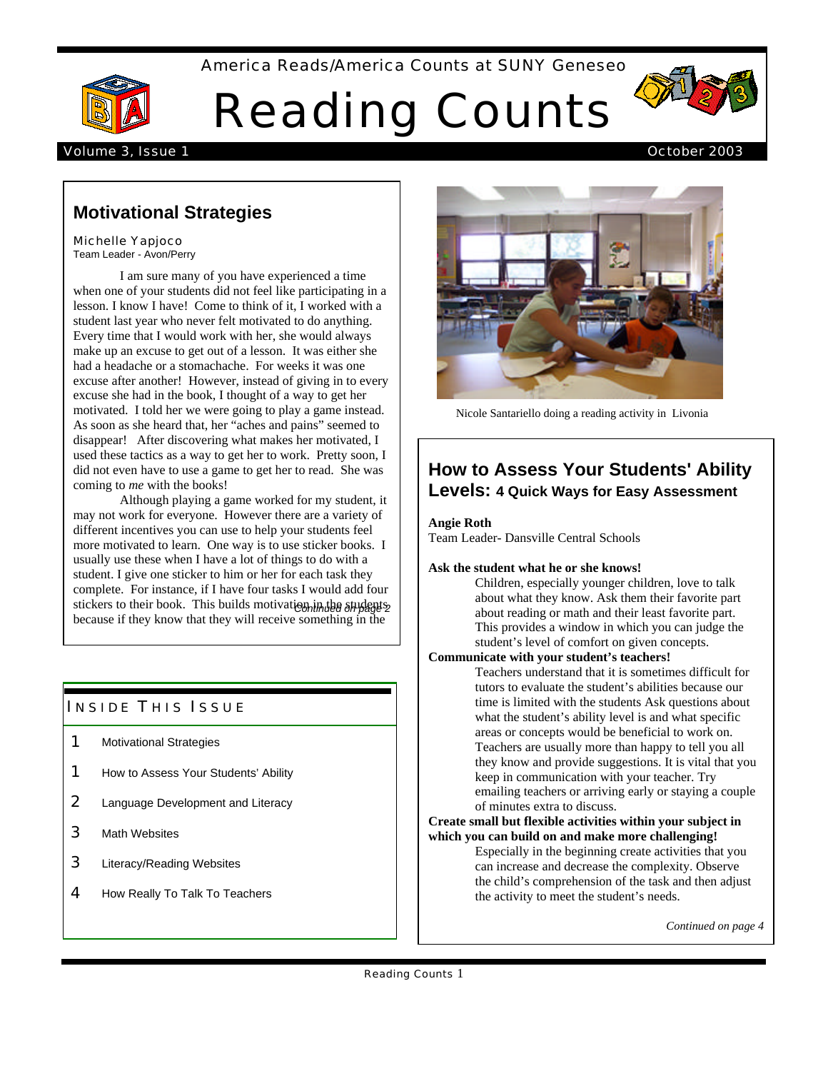America Reads/America Counts at SUNY Geneseo

# Reading Counts

Volume 3, Issue 1 — October 2003

## Motivational Strategies

Michelle Yapjoco
Team Leader - Avon/Perry

I am sure many of you have experienced a time when one of your students did not feel like participating in a lesson. I know I have! Come to think of it, I worked with a student last year who never felt motivated to do anything. Every time that I would work with her, she would always make up an excuse to get out of a lesson. It was either she had a headache or a stomachache. For weeks it was one excuse after another! However, instead of giving in to every excuse she had in the book, I thought of a way to get her motivated. I told her we were going to play a game instead. As soon as she heard that, her "aches and pains" seemed to disappear! After discovering what makes her motivated, I used these tactics as a way to get her to work. Pretty soon, I did not even have to use a game to get her to read. She was coming to *me* with the books!

Although playing a game worked for my student, it may not work for everyone. However there are a variety of different incentives you can use to help your students feel more motivated to learn. One way is to use sticker books. I usually use these when I have a lot of things to do with a student. I give one sticker to him or her for each task they complete. For instance, if I have four tasks I would add four stickers to their book. This builds motivation in the students because if they know that they will receive something in the

*Continued on page 2*

Nicole Santariello doing a reading activity in Livonia

## How to Assess Your Students' Ability Levels: 4 Quick Ways for Easy Assessment

**Angie Roth**
Team Leader- Dansville Central Schools

**Ask the student what he or she knows!**

Children, especially younger children, love to talk about what they know. Ask them their favorite part about reading or math and their least favorite part. This provides a window in which you can judge the student's level of comfort on given concepts.

**Communicate with your student's teachers!**

Teachers understand that it is sometimes difficult for tutors to evaluate the student's abilities because our time is limited with the students Ask questions about what the student's ability level is and what specific areas or concepts would be beneficial to work on. Teachers are usually more than happy to tell you all they know and provide suggestions. It is vital that you keep in communication with your teacher. Try emailing teachers or arriving early or staying a couple of minutes extra to discuss.

**Create small but flexible activities within your subject in which you can build on and make more challenging!**

Especially in the beginning create activities that you can increase and decrease the complexity. Observe the child's comprehension of the task and then adjust the activity to meet the student's needs.

*Continued on page 4*

### Inside This Issue

| | |
|---|---|
| 1 | Motivational Strategies |
| 1 | How to Assess Your Students' Ability |
| 2 | Language Development and Literacy |
| 3 | Math Websites |
| 3 | Literacy/Reading Websites |
| 4 | How Really To Talk To Teachers |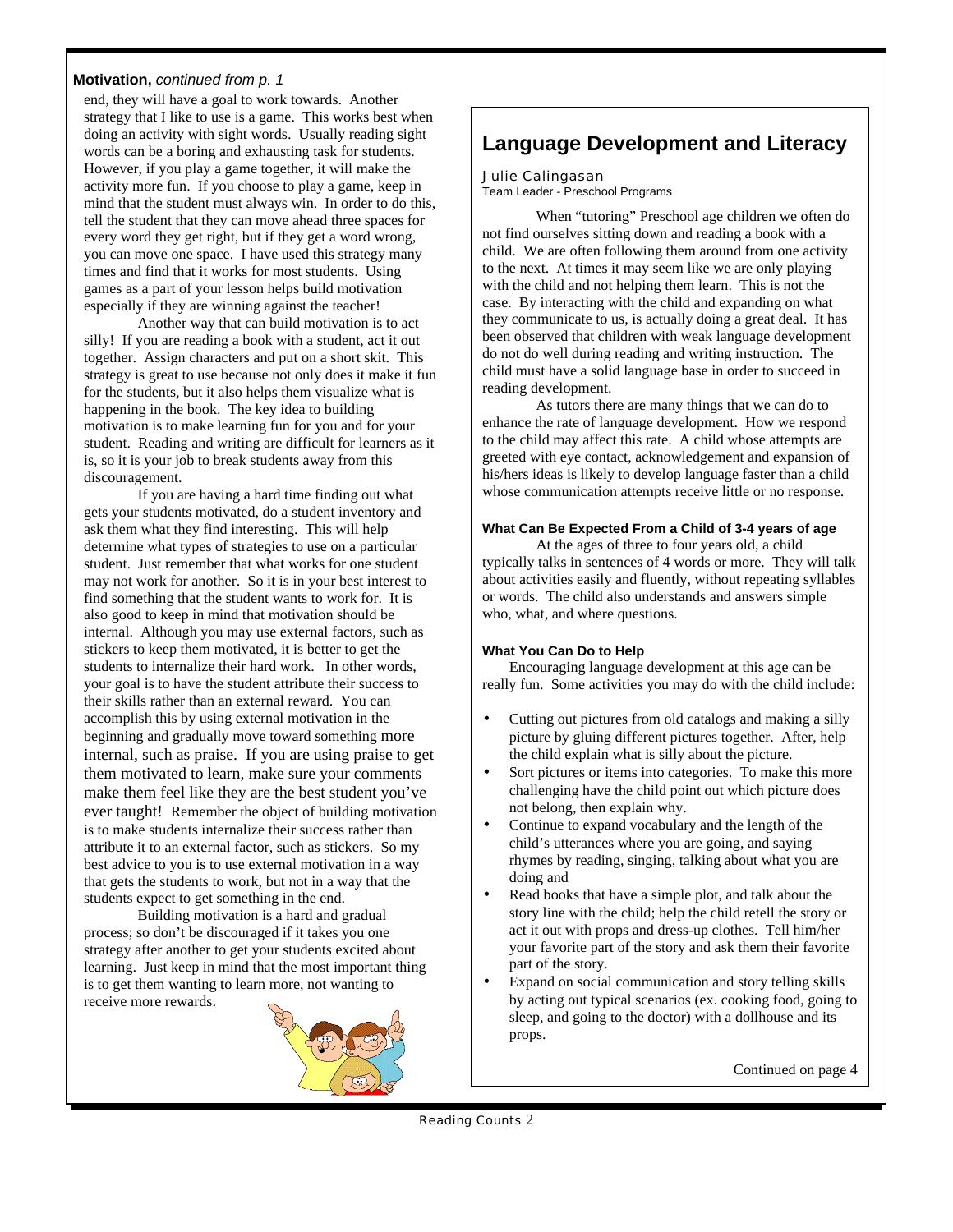**Motivation,** *continued from p. 1*

end, they will have a goal to work towards. Another strategy that I like to use is a game. This works best when doing an activity with sight words. Usually reading sight words can be a boring and exhausting task for students. However, if you play a game together, it will make the activity more fun. If you choose to play a game, keep in mind that the student must always win. In order to do this, tell the student that they can move ahead three spaces for every word they get right, but if they get a word wrong, you can move one space. I have used this strategy many times and find that it works for most students. Using games as a part of your lesson helps build motivation especially if they are winning against the teacher!

Another way that can build motivation is to act silly! If you are reading a book with a student, act it out together. Assign characters and put on a short skit. This strategy is great to use because not only does it make it fun for the students, but it also helps them visualize what is happening in the book. The key idea to building motivation is to make learning fun for you and for your student. Reading and writing are difficult for learners as it is, so it is your job to break students away from this discouragement.

If you are having a hard time finding out what gets your students motivated, do a student inventory and ask them what they find interesting. This will help determine what types of strategies to use on a particular student. Just remember that what works for one student may not work for another. So it is in your best interest to find something that the student wants to work for. It is also good to keep in mind that motivation should be internal. Although you may use external factors, such as stickers to keep them motivated, it is better to get the students to internalize their hard work. In other words, your goal is to have the student attribute their success to their skills rather than an external reward. You can accomplish this by using external motivation in the beginning and gradually move toward something more internal, such as praise. If you are using praise to get them motivated to learn, make sure your comments make them feel like they are the best student you've ever taught! Remember the object of building motivation is to make students internalize their success rather than attribute it to an external factor, such as stickers. So my best advice to you is to use external motivation in a way that gets the students to work, but not in a way that the students expect to get something in the end.

Building motivation is a hard and gradual process; so don't be discouraged if it takes you one strategy after another to get your students excited about learning. Just keep in mind that the most important thing is to get them wanting to learn more, not wanting to receive more rewards.

## Language Development and Literacy

Julie Calingasan
Team Leader - Preschool Programs

When "tutoring" Preschool age children we often do not find ourselves sitting down and reading a book with a child. We are often following them around from one activity to the next. At times it may seem like we are only playing with the child and not helping them learn. This is not the case. By interacting with the child and expanding on what they communicate to us, is actually doing a great deal. It has been observed that children with weak language development do not do well during reading and writing instruction. The child must have a solid language base in order to succeed in reading development.

As tutors there are many things that we can do to enhance the rate of language development. How we respond to the child may affect this rate. A child whose attempts are greeted with eye contact, acknowledgement and expansion of his/hers ideas is likely to develop language faster than a child whose communication attempts receive little or no response.

### What Can Be Expected From a Child of 3-4 years of age

At the ages of three to four years old, a child typically talks in sentences of 4 words or more. They will talk about activities easily and fluently, without repeating syllables or words. The child also understands and answers simple who, what, and where questions.

### What You Can Do to Help

Encouraging language development at this age can be really fun. Some activities you may do with the child include:

- Cutting out pictures from old catalogs and making a silly picture by gluing different pictures together. After, help the child explain what is silly about the picture.
- Sort pictures or items into categories. To make this more challenging have the child point out which picture does not belong, then explain why.
- Continue to expand vocabulary and the length of the child's utterances where you are going, and saying rhymes by reading, singing, talking about what you are doing and
- Read books that have a simple plot, and talk about the story line with the child; help the child retell the story or act it out with props and dress-up clothes. Tell him/her your favorite part of the story and ask them their favorite part of the story.
- Expand on social communication and story telling skills by acting out typical scenarios (ex. cooking food, going to sleep, and going to the doctor) with a dollhouse and its props.

Continued on page 4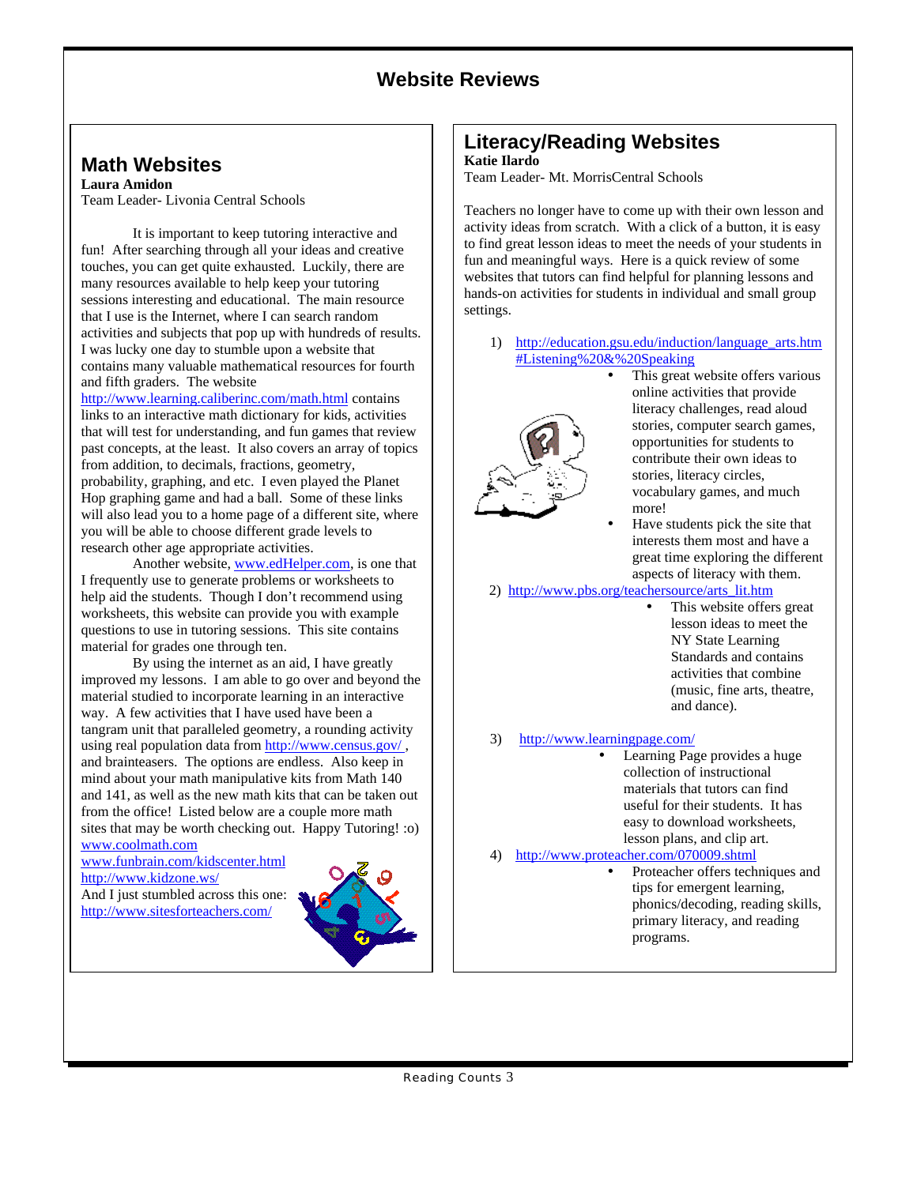# Website Reviews

## Math Websites

**Laura Amidon**
Team Leader- Livonia Central Schools

It is important to keep tutoring interactive and fun! After searching through all your ideas and creative touches, you can get quite exhausted. Luckily, there are many resources available to help keep your tutoring sessions interesting and educational. The main resource that I use is the Internet, where I can search random activities and subjects that pop up with hundreds of results. I was lucky one day to stumble upon a website that contains many valuable mathematical resources for fourth and fifth graders. The website http://www.learning.caliberinc.com/math.html contains links to an interactive math dictionary for kids, activities that will test for understanding, and fun games that review past concepts, at the least. It also covers an array of topics from addition, to decimals, fractions, geometry, probability, graphing, and etc. I even played the Planet Hop graphing game and had a ball. Some of these links will also lead you to a home page of a different site, where you will be able to choose different grade levels to research other age appropriate activities.

Another website, www.edHelper.com, is one that I frequently use to generate problems or worksheets to help aid the students. Though I don't recommend using worksheets, this website can provide you with example questions to use in tutoring sessions. This site contains material for grades one through ten.

By using the internet as an aid, I have greatly improved my lessons. I am able to go over and beyond the material studied to incorporate learning in an interactive way. A few activities that I have used have been a tangram unit that paralleled geometry, a rounding activity using real population data from http://www.census.gov/ , and brainteasers. The options are endless. Also keep in mind about your math manipulative kits from Math 140 and 141, as well as the new math kits that can be taken out from the office! Listed below are a couple more math sites that may be worth checking out. Happy Tutoring! :o)

www.coolmath.com
www.funbrain.com/kidscenter.html
http://www.kidzone.ws/
And I just stumbled across this one:
http://www.sitesforteachers.com/

## Literacy/Reading Websites

**Katie Ilardo**
Team Leader- Mt. MorrisCentral Schools

Teachers no longer have to come up with their own lesson and activity ideas from scratch. With a click of a button, it is easy to find great lesson ideas to meet the needs of your students in fun and meaningful ways. Here is a quick review of some websites that tutors can find helpful for planning lessons and hands-on activities for students in individual and small group settings.

1) http://education.gsu.edu/induction/language_arts.htm#Listening%20&%20Speaking
   - This great website offers various online activities that provide literacy challenges, read aloud stories, computer search games, opportunities for students to contribute their own ideas to stories, literacy circles, vocabulary games, and much more!
   - Have students pick the site that interests them most and have a great time exploring the different aspects of literacy with them.
2) http://www.pbs.org/teachersource/arts_lit.htm
   - This website offers great lesson ideas to meet the NY State Learning Standards and contains activities that combine (music, fine arts, theatre, and dance).
3) http://www.learningpage.com/
   - Learning Page provides a huge collection of instructional materials that tutors can find useful for their students. It has easy to download worksheets, lesson plans, and clip art.
4) http://www.proteacher.com/070009.shtml
   - Proteacher offers techniques and tips for emergent learning, phonics/decoding, reading skills, primary literacy, and reading programs.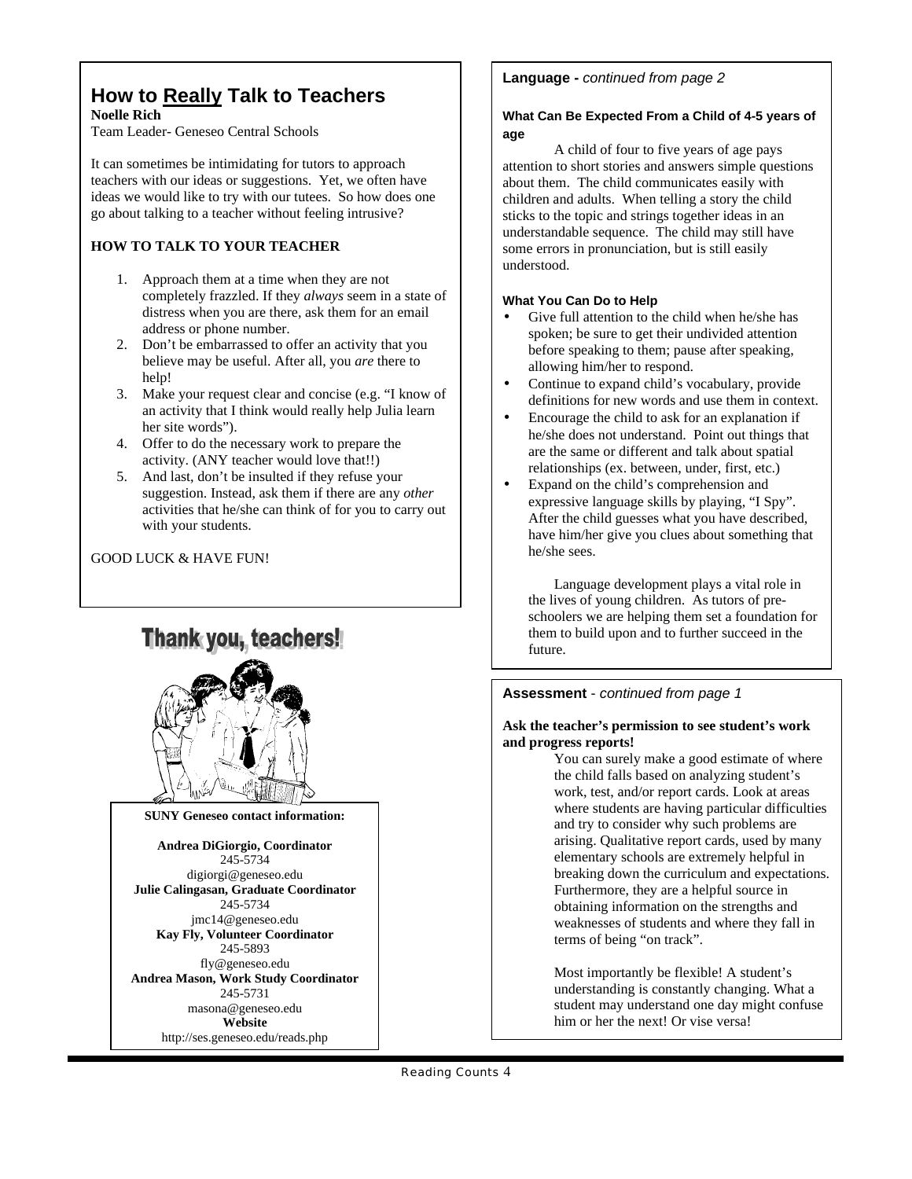## How to ~~Really~~ Talk to Teachers

**Noelle Rich**
Team Leader- Geneseo Central Schools

It can sometimes be intimidating for tutors to approach teachers with our ideas or suggestions. Yet, we often have ideas we would like to try with our tutees. So how does one go about talking to a teacher without feeling intrusive?

**HOW TO TALK TO YOUR TEACHER**

1. Approach them at a time when they are not completely frazzled. If they *always* seem in a state of distress when you are there, ask them for an email address or phone number.
2. Don't be embarrassed to offer an activity that you believe may be useful. After all, you *are* there to help!
3. Make your request clear and concise (e.g. "I know of an activity that I think would really help Julia learn her site words").
4. Offer to do the necessary work to prepare the activity. (ANY teacher would love that!!)
5. And last, don't be insulted if they refuse your suggestion. Instead, ask them if there are any *other* activities that he/she can think of for you to carry out with your students.

GOOD LUCK & HAVE FUN!

Thank you, teachers!

**SUNY Geneseo contact information:**

**Andrea DiGiorgio, Coordinator**
245-5734
digiorgi@geneseo.edu
**Julie Calingasan, Graduate Coordinator**
245-5734
jmc14@geneseo.edu
**Kay Fly, Volunteer Coordinator**
245-5893
fly@geneseo.edu
**Andrea Mason, Work Study Coordinator**
245-5731
masona@geneseo.edu
**Website**
http://ses.geneseo.edu/reads.php

**Language -** *continued from page 2*

**What Can Be Expected From a Child of 4-5 years of age**

A child of four to five years of age pays attention to short stories and answers simple questions about them. The child communicates easily with children and adults. When telling a story the child sticks to the topic and strings together ideas in an understandable sequence. The child may still have some errors in pronunciation, but is still easily understood.

**What You Can Do to Help**

- Give full attention to the child when he/she has spoken; be sure to get their undivided attention before speaking to them; pause after speaking, allowing him/her to respond.
- Continue to expand child's vocabulary, provide definitions for new words and use them in context.
- Encourage the child to ask for an explanation if he/she does not understand. Point out things that are the same or different and talk about spatial relationships (ex. between, under, first, etc.)
- Expand on the child's comprehension and expressive language skills by playing, "I Spy". After the child guesses what you have described, have him/her give you clues about something that he/she sees.

Language development plays a vital role in the lives of young children. As tutors of pre-schoolers we are helping them set a foundation for them to build upon and to further succeed in the future.

**Assessment** - *continued from page 1*

**Ask the teacher's permission to see student's work and progress reports!**

You can surely make a good estimate of where the child falls based on analyzing student's work, test, and/or report cards. Look at areas where students are having particular difficulties and try to consider why such problems are arising. Qualitative report cards, used by many elementary schools are extremely helpful in breaking down the curriculum and expectations. Furthermore, they are a helpful source in obtaining information on the strengths and weaknesses of students and where they fall in terms of being "on track".

Most importantly be flexible! A student's understanding is constantly changing. What a student may understand one day might confuse him or her the next! Or vise versa!